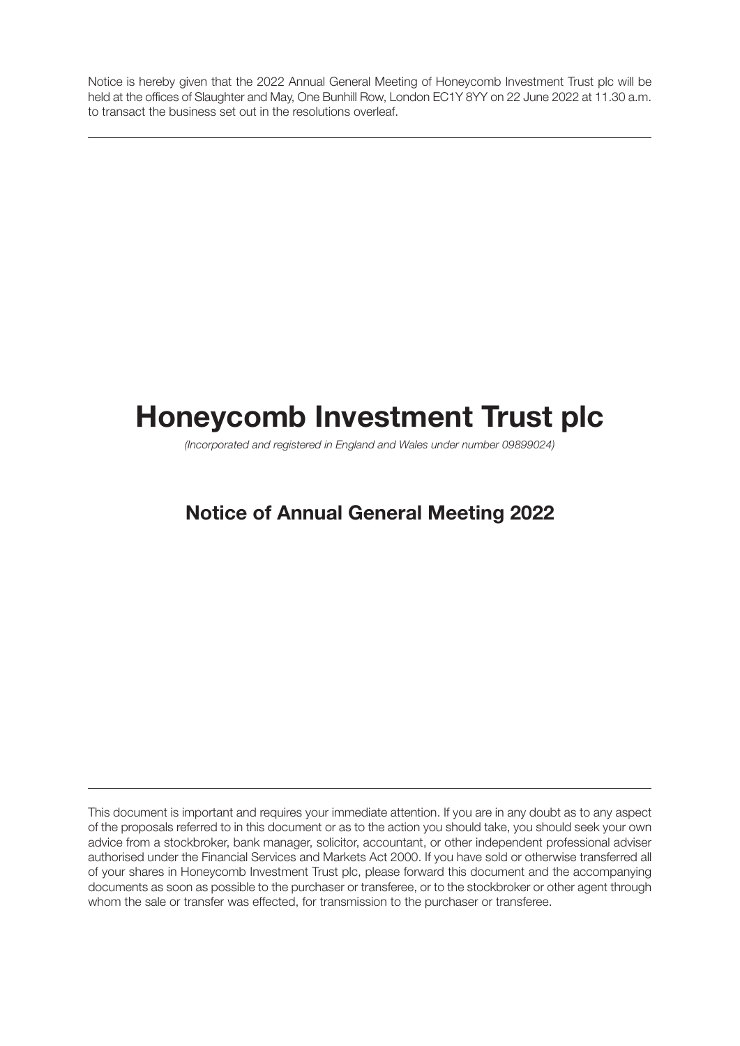Notice is hereby given that the 2022 Annual General Meeting of Honeycomb Investment Trust plc will be held at the offices of Slaughter and May, One Bunhill Row, London EC1Y 8YY on 22 June 2022 at 11.30 a.m. to transact the business set out in the resolutions overleaf.

---

# Honeycomb Investment Trust plc

*(Incorporated and registered in England and Wales under number 09899024)*

## Notice of Annual General Meeting 2022

---

This document is important and requires your immediate attention. If you are in any doubt as to any aspect of the proposals referred to in this document or as to the action you should take, you should seek your own advice from a stockbroker, bank manager, solicitor, accountant, or other independent professional adviser authorised under the Financial Services and Markets Act 2000. If you have sold or otherwise transferred all of your shares in Honeycomb Investment Trust plc, please forward this document and the accompanying documents as soon as possible to the purchaser or transferee, or to the stockbroker or other agent through whom the sale or transfer was effected, for transmission to the purchaser or transferee.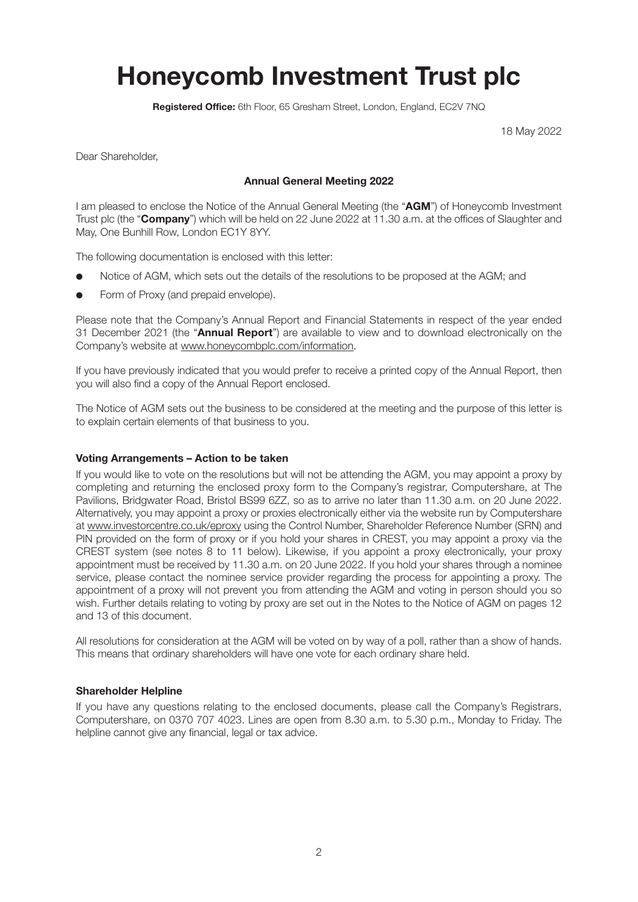# Honeycomb Investment Trust plc

**Registered Office:** 6th Floor, 65 Gresham Street, London, England, EC2V 7NQ

18 May 2022

Dear Shareholder,

**Annual General Meeting 2022**

I am pleased to enclose the Notice of the Annual General Meeting (the "**AGM**") of Honeycomb Investment Trust plc (the "**Company**") which will be held on 22 June 2022 at 11.30 a.m. at the offices of Slaughter and May, One Bunhill Row, London EC1Y 8YY.

The following documentation is enclosed with this letter:

- Notice of AGM, which sets out the details of the resolutions to be proposed at the AGM; and
- Form of Proxy (and prepaid envelope).

Please note that the Company's Annual Report and Financial Statements in respect of the year ended 31 December 2021 (the "**Annual Report**") are available to view and to download electronically on the Company's website at www.honeycombplc.com/information.

If you have previously indicated that you would prefer to receive a printed copy of the Annual Report, then you will also find a copy of the Annual Report enclosed.

The Notice of AGM sets out the business to be considered at the meeting and the purpose of this letter is to explain certain elements of that business to you.

**Voting Arrangements – Action to be taken**

If you would like to vote on the resolutions but will not be attending the AGM, you may appoint a proxy by completing and returning the enclosed proxy form to the Company's registrar, Computershare, at The Pavilions, Bridgwater Road, Bristol BS99 6ZZ, so as to arrive no later than 11.30 a.m. on 20 June 2022. Alternatively, you may appoint a proxy or proxies electronically either via the website run by Computershare at www.investorcentre.co.uk/eproxy using the Control Number, Shareholder Reference Number (SRN) and PIN provided on the form of proxy or if you hold your shares in CREST, you may appoint a proxy via the CREST system (see notes 8 to 11 below). Likewise, if you appoint a proxy electronically, your proxy appointment must be received by 11.30 a.m. on 20 June 2022. If you hold your shares through a nominee service, please contact the nominee service provider regarding the process for appointing a proxy. The appointment of a proxy will not prevent you from attending the AGM and voting in person should you so wish. Further details relating to voting by proxy are set out in the Notes to the Notice of AGM on pages 12 and 13 of this document.

All resolutions for consideration at the AGM will be voted on by way of a poll, rather than a show of hands. This means that ordinary shareholders will have one vote for each ordinary share held.

**Shareholder Helpline**

If you have any questions relating to the enclosed documents, please call the Company's Registrars, Computershare, on 0370 707 4023. Lines are open from 8.30 a.m. to 5.30 p.m., Monday to Friday. The helpline cannot give any financial, legal or tax advice.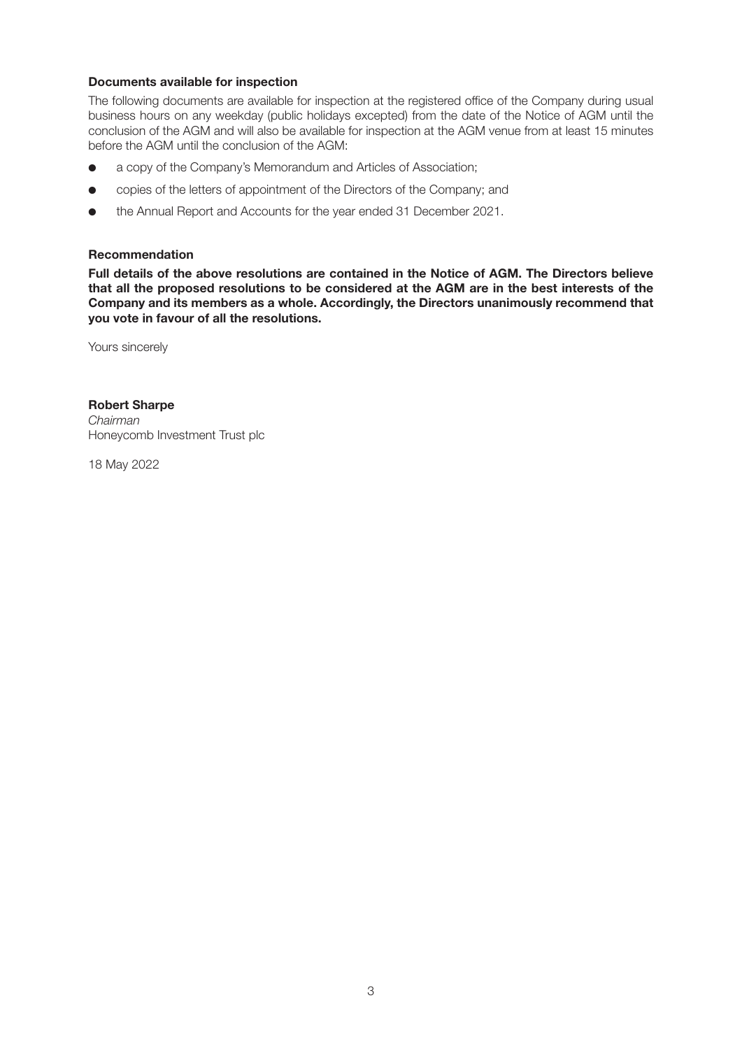### Documents available for inspection

The following documents are available for inspection at the registered office of the Company during usual business hours on any weekday (public holidays excepted) from the date of the Notice of AGM until the conclusion of the AGM and will also be available for inspection at the AGM venue from at least 15 minutes before the AGM until the conclusion of the AGM:

- a copy of the Company's Memorandum and Articles of Association;
- copies of the letters of appointment of the Directors of the Company; and
- the Annual Report and Accounts for the year ended 31 December 2021.

### Recommendation

**Full details of the above resolutions are contained in the Notice of AGM. The Directors believe that all the proposed resolutions to be considered at the AGM are in the best interests of the Company and its members as a whole. Accordingly, the Directors unanimously recommend that you vote in favour of all the resolutions.**

Yours sincerely

**Robert Sharpe**
*Chairman*
Honeycomb Investment Trust plc

18 May 2022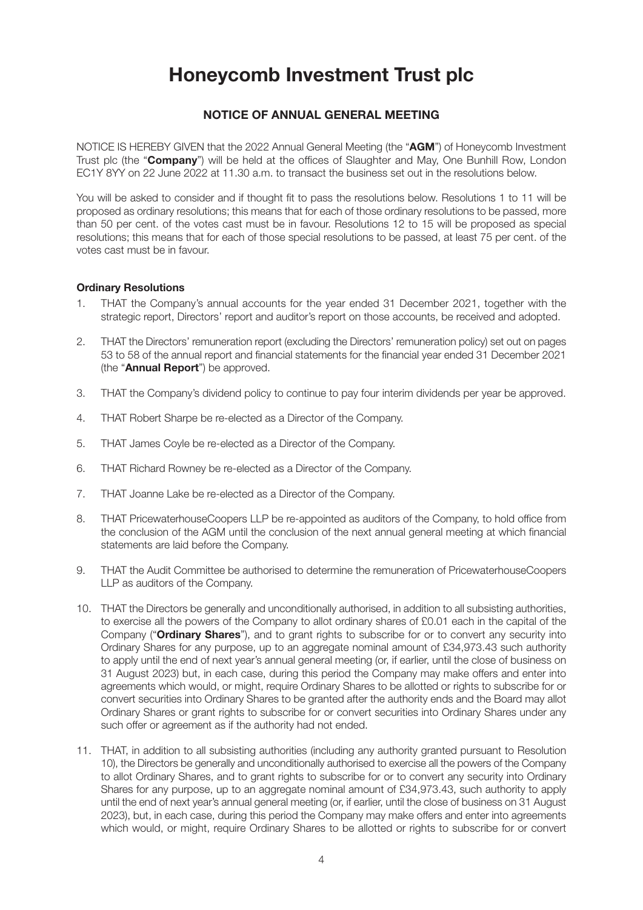# Honeycomb Investment Trust plc

## NOTICE OF ANNUAL GENERAL MEETING

NOTICE IS HEREBY GIVEN that the 2022 Annual General Meeting (the "**AGM**") of Honeycomb Investment Trust plc (the "**Company**") will be held at the offices of Slaughter and May, One Bunhill Row, London EC1Y 8YY on 22 June 2022 at 11.30 a.m. to transact the business set out in the resolutions below.

You will be asked to consider and if thought fit to pass the resolutions below. Resolutions 1 to 11 will be proposed as ordinary resolutions; this means that for each of those ordinary resolutions to be passed, more than 50 per cent. of the votes cast must be in favour. Resolutions 12 to 15 will be proposed as special resolutions; this means that for each of those special resolutions to be passed, at least 75 per cent. of the votes cast must be in favour.

**Ordinary Resolutions**

1. THAT the Company's annual accounts for the year ended 31 December 2021, together with the strategic report, Directors' report and auditor's report on those accounts, be received and adopted.
2. THAT the Directors' remuneration report (excluding the Directors' remuneration policy) set out on pages 53 to 58 of the annual report and financial statements for the financial year ended 31 December 2021 (the "**Annual Report**") be approved.
3. THAT the Company's dividend policy to continue to pay four interim dividends per year be approved.
4. THAT Robert Sharpe be re-elected as a Director of the Company.
5. THAT James Coyle be re-elected as a Director of the Company.
6. THAT Richard Rowney be re-elected as a Director of the Company.
7. THAT Joanne Lake be re-elected as a Director of the Company.
8. THAT PricewaterhouseCoopers LLP be re-appointed as auditors of the Company, to hold office from the conclusion of the AGM until the conclusion of the next annual general meeting at which financial statements are laid before the Company.
9. THAT the Audit Committee be authorised to determine the remuneration of PricewaterhouseCoopers LLP as auditors of the Company.
10. THAT the Directors be generally and unconditionally authorised, in addition to all subsisting authorities, to exercise all the powers of the Company to allot ordinary shares of £0.01 each in the capital of the Company ("**Ordinary Shares**"), and to grant rights to subscribe for or to convert any security into Ordinary Shares for any purpose, up to an aggregate nominal amount of £34,973.43 such authority to apply until the end of next year's annual general meeting (or, if earlier, until the close of business on 31 August 2023) but, in each case, during this period the Company may make offers and enter into agreements which would, or might, require Ordinary Shares to be allotted or rights to subscribe for or convert securities into Ordinary Shares to be granted after the authority ends and the Board may allot Ordinary Shares or grant rights to subscribe for or convert securities into Ordinary Shares under any such offer or agreement as if the authority had not ended.
11. THAT, in addition to all subsisting authorities (including any authority granted pursuant to Resolution 10), the Directors be generally and unconditionally authorised to exercise all the powers of the Company to allot Ordinary Shares, and to grant rights to subscribe for or to convert any security into Ordinary Shares for any purpose, up to an aggregate nominal amount of £34,973.43, such authority to apply until the end of next year's annual general meeting (or, if earlier, until the close of business on 31 August 2023), but, in each case, during this period the Company may make offers and enter into agreements which would, or might, require Ordinary Shares to be allotted or rights to subscribe for or convert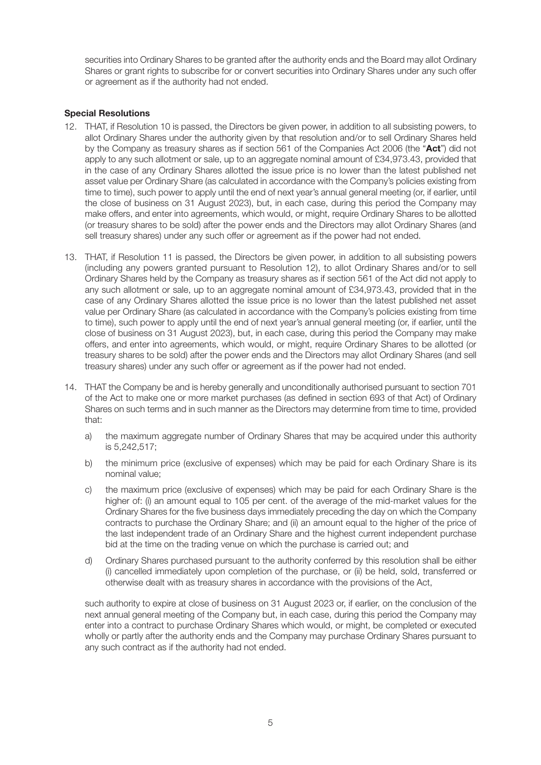securities into Ordinary Shares to be granted after the authority ends and the Board may allot Ordinary Shares or grant rights to subscribe for or convert securities into Ordinary Shares under any such offer or agreement as if the authority had not ended.

**Special Resolutions**

12. THAT, if Resolution 10 is passed, the Directors be given power, in addition to all subsisting powers, to allot Ordinary Shares under the authority given by that resolution and/or to sell Ordinary Shares held by the Company as treasury shares as if section 561 of the Companies Act 2006 (the "**Act**") did not apply to any such allotment or sale, up to an aggregate nominal amount of £34,973.43, provided that in the case of any Ordinary Shares allotted the issue price is no lower than the latest published net asset value per Ordinary Share (as calculated in accordance with the Company's policies existing from time to time), such power to apply until the end of next year's annual general meeting (or, if earlier, until the close of business on 31 August 2023), but, in each case, during this period the Company may make offers, and enter into agreements, which would, or might, require Ordinary Shares to be allotted (or treasury shares to be sold) after the power ends and the Directors may allot Ordinary Shares (and sell treasury shares) under any such offer or agreement as if the power had not ended.

13. THAT, if Resolution 11 is passed, the Directors be given power, in addition to all subsisting powers (including any powers granted pursuant to Resolution 12), to allot Ordinary Shares and/or to sell Ordinary Shares held by the Company as treasury shares as if section 561 of the Act did not apply to any such allotment or sale, up to an aggregate nominal amount of £34,973.43, provided that in the case of any Ordinary Shares allotted the issue price is no lower than the latest published net asset value per Ordinary Share (as calculated in accordance with the Company's policies existing from time to time), such power to apply until the end of next year's annual general meeting (or, if earlier, until the close of business on 31 August 2023), but, in each case, during this period the Company may make offers, and enter into agreements, which would, or might, require Ordinary Shares to be allotted (or treasury shares to be sold) after the power ends and the Directors may allot Ordinary Shares (and sell treasury shares) under any such offer or agreement as if the power had not ended.

14. THAT the Company be and is hereby generally and unconditionally authorised pursuant to section 701 of the Act to make one or more market purchases (as defined in section 693 of that Act) of Ordinary Shares on such terms and in such manner as the Directors may determine from time to time, provided that:

    a) the maximum aggregate number of Ordinary Shares that may be acquired under this authority is 5,242,517;

    b) the minimum price (exclusive of expenses) which may be paid for each Ordinary Share is its nominal value;

    c) the maximum price (exclusive of expenses) which may be paid for each Ordinary Share is the higher of: (i) an amount equal to 105 per cent. of the average of the mid-market values for the Ordinary Shares for the five business days immediately preceding the day on which the Company contracts to purchase the Ordinary Share; and (ii) an amount equal to the higher of the price of the last independent trade of an Ordinary Share and the highest current independent purchase bid at the time on the trading venue on which the purchase is carried out; and

    d) Ordinary Shares purchased pursuant to the authority conferred by this resolution shall be either (i) cancelled immediately upon completion of the purchase, or (ii) be held, sold, transferred or otherwise dealt with as treasury shares in accordance with the provisions of the Act,

    such authority to expire at close of business on 31 August 2023 or, if earlier, on the conclusion of the next annual general meeting of the Company but, in each case, during this period the Company may enter into a contract to purchase Ordinary Shares which would, or might, be completed or executed wholly or partly after the authority ends and the Company may purchase Ordinary Shares pursuant to any such contract as if the authority had not ended.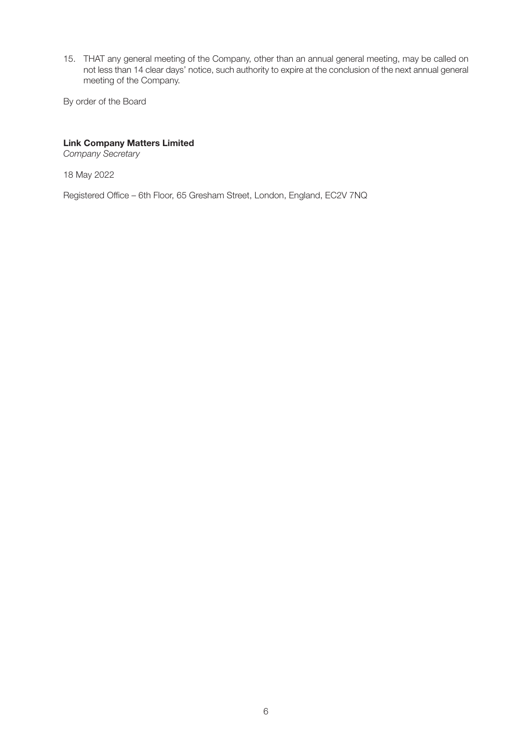15. THAT any general meeting of the Company, other than an annual general meeting, may be called on not less than 14 clear days' notice, such authority to expire at the conclusion of the next annual general meeting of the Company.

By order of the Board

**Link Company Matters Limited**
*Company Secretary*

18 May 2022

Registered Office – 6th Floor, 65 Gresham Street, London, England, EC2V 7NQ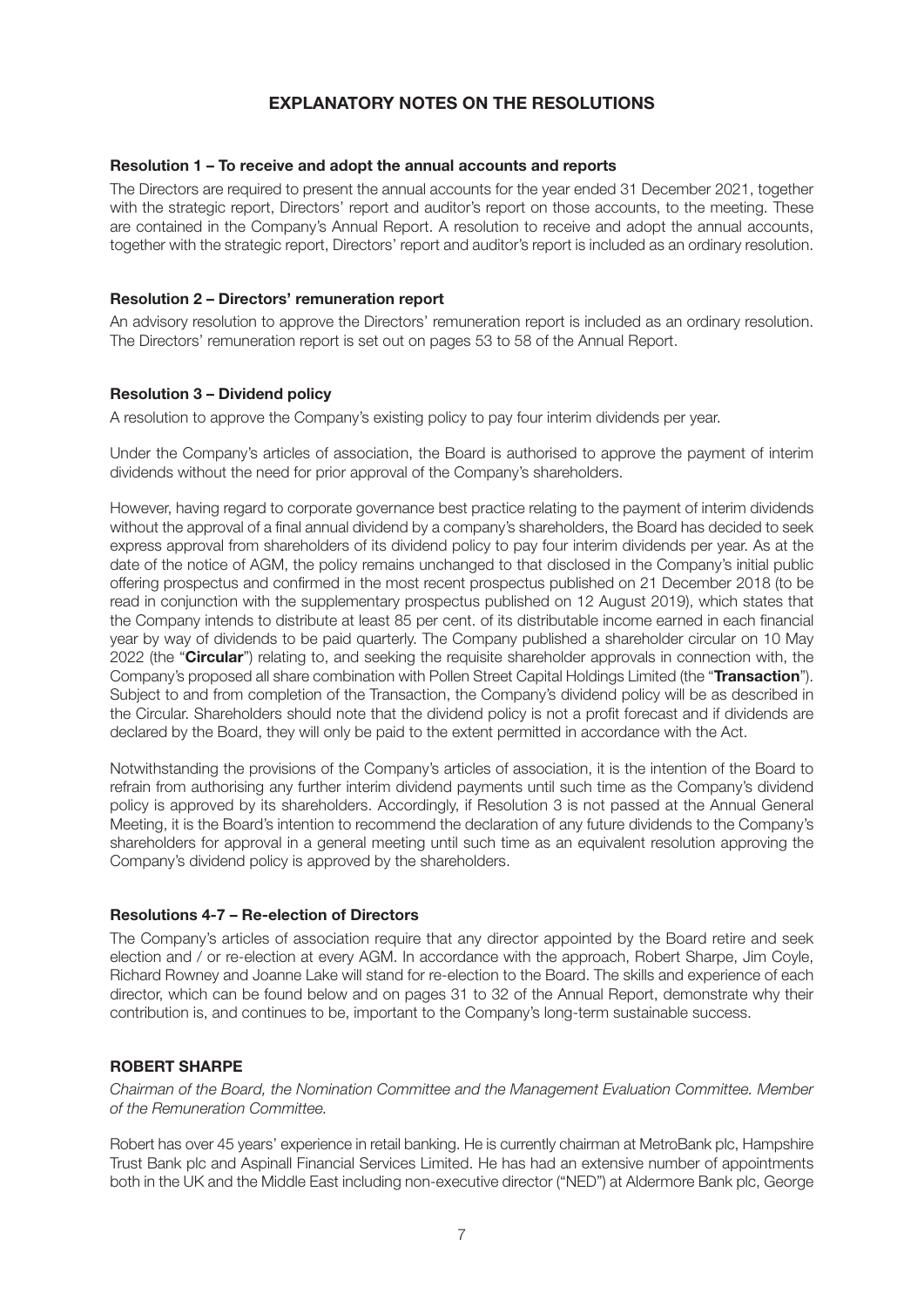## EXPLANATORY NOTES ON THE RESOLUTIONS

### Resolution 1 – To receive and adopt the annual accounts and reports

The Directors are required to present the annual accounts for the year ended 31 December 2021, together with the strategic report, Directors' report and auditor's report on those accounts, to the meeting. These are contained in the Company's Annual Report. A resolution to receive and adopt the annual accounts, together with the strategic report, Directors' report and auditor's report is included as an ordinary resolution.

### Resolution 2 – Directors' remuneration report

An advisory resolution to approve the Directors' remuneration report is included as an ordinary resolution. The Directors' remuneration report is set out on pages 53 to 58 of the Annual Report.

### Resolution 3 – Dividend policy

A resolution to approve the Company's existing policy to pay four interim dividends per year.

Under the Company's articles of association, the Board is authorised to approve the payment of interim dividends without the need for prior approval of the Company's shareholders.

However, having regard to corporate governance best practice relating to the payment of interim dividends without the approval of a final annual dividend by a company's shareholders, the Board has decided to seek express approval from shareholders of its dividend policy to pay four interim dividends per year. As at the date of the notice of AGM, the policy remains unchanged to that disclosed in the Company's initial public offering prospectus and confirmed in the most recent prospectus published on 21 December 2018 (to be read in conjunction with the supplementary prospectus published on 12 August 2019), which states that the Company intends to distribute at least 85 per cent. of its distributable income earned in each financial year by way of dividends to be paid quarterly. The Company published a shareholder circular on 10 May 2022 (the "**Circular**") relating to, and seeking the requisite shareholder approvals in connection with, the Company's proposed all share combination with Pollen Street Capital Holdings Limited (the "**Transaction**"). Subject to and from completion of the Transaction, the Company's dividend policy will be as described in the Circular. Shareholders should note that the dividend policy is not a profit forecast and if dividends are declared by the Board, they will only be paid to the extent permitted in accordance with the Act.

Notwithstanding the provisions of the Company's articles of association, it is the intention of the Board to refrain from authorising any further interim dividend payments until such time as the Company's dividend policy is approved by its shareholders. Accordingly, if Resolution 3 is not passed at the Annual General Meeting, it is the Board's intention to recommend the declaration of any future dividends to the Company's shareholders for approval in a general meeting until such time as an equivalent resolution approving the Company's dividend policy is approved by the shareholders.

### Resolutions 4-7 – Re-election of Directors

The Company's articles of association require that any director appointed by the Board retire and seek election and / or re-election at every AGM. In accordance with the approach, Robert Sharpe, Jim Coyle, Richard Rowney and Joanne Lake will stand for re-election to the Board. The skills and experience of each director, which can be found below and on pages 31 to 32 of the Annual Report, demonstrate why their contribution is, and continues to be, important to the Company's long-term sustainable success.

### ROBERT SHARPE

*Chairman of the Board, the Nomination Committee and the Management Evaluation Committee. Member of the Remuneration Committee.*

Robert has over 45 years' experience in retail banking. He is currently chairman at MetroBank plc, Hampshire Trust Bank plc and Aspinall Financial Services Limited. He has had an extensive number of appointments both in the UK and the Middle East including non-executive director ("NED") at Aldermore Bank plc, George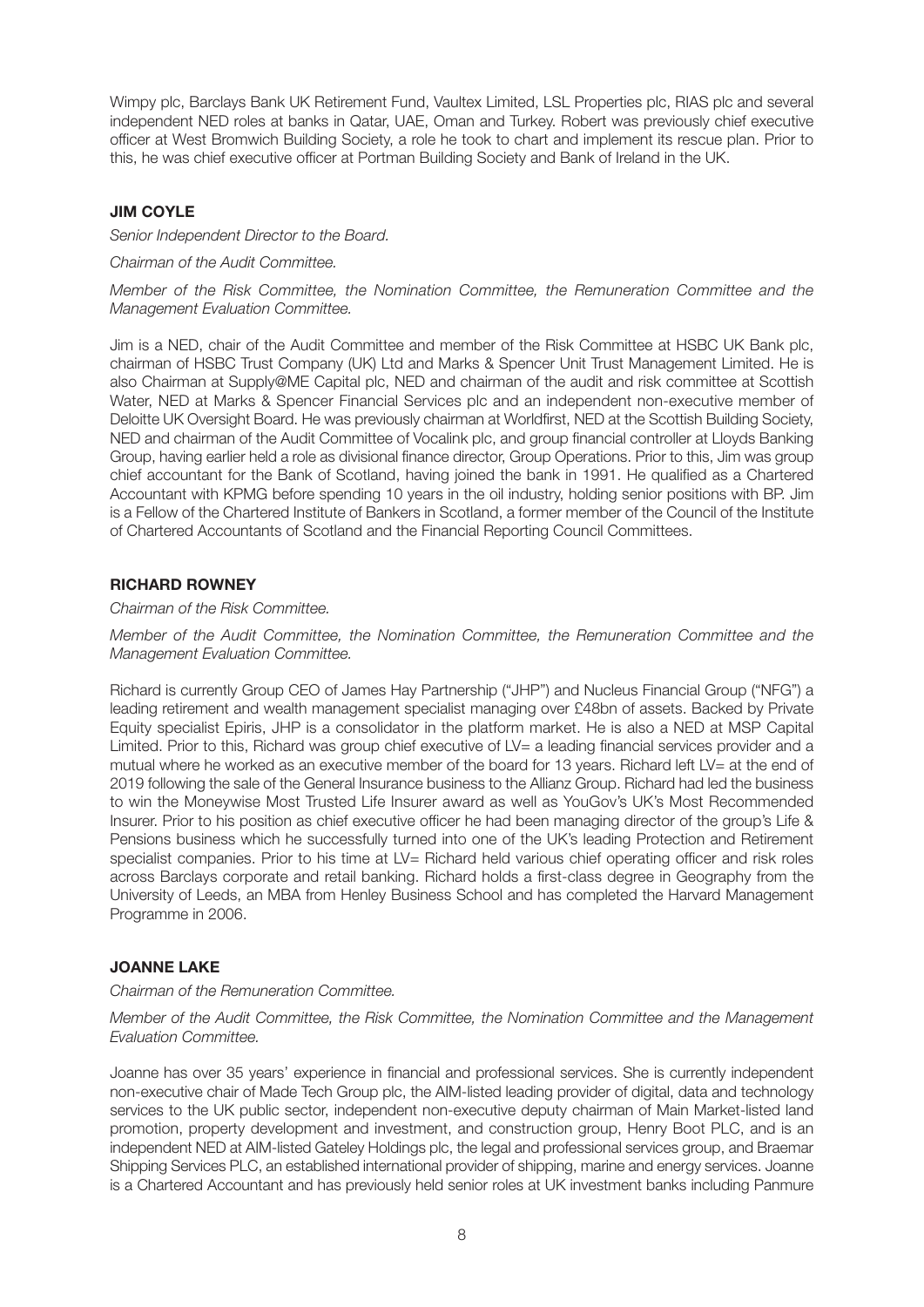Wimpy plc, Barclays Bank UK Retirement Fund, Vaultex Limited, LSL Properties plc, RIAS plc and several independent NED roles at banks in Qatar, UAE, Oman and Turkey. Robert was previously chief executive officer at West Bromwich Building Society, a role he took to chart and implement its rescue plan. Prior to this, he was chief executive officer at Portman Building Society and Bank of Ireland in the UK.

### JIM COYLE

*Senior Independent Director to the Board.*

*Chairman of the Audit Committee.*

*Member of the Risk Committee, the Nomination Committee, the Remuneration Committee and the Management Evaluation Committee.*

Jim is a NED, chair of the Audit Committee and member of the Risk Committee at HSBC UK Bank plc, chairman of HSBC Trust Company (UK) Ltd and Marks & Spencer Unit Trust Management Limited. He is also Chairman at Supply@ME Capital plc, NED and chairman of the audit and risk committee at Scottish Water, NED at Marks & Spencer Financial Services plc and an independent non-executive member of Deloitte UK Oversight Board. He was previously chairman at Worldfirst, NED at the Scottish Building Society, NED and chairman of the Audit Committee of Vocalink plc, and group financial controller at Lloyds Banking Group, having earlier held a role as divisional finance director, Group Operations. Prior to this, Jim was group chief accountant for the Bank of Scotland, having joined the bank in 1991. He qualified as a Chartered Accountant with KPMG before spending 10 years in the oil industry, holding senior positions with BP. Jim is a Fellow of the Chartered Institute of Bankers in Scotland, a former member of the Council of the Institute of Chartered Accountants of Scotland and the Financial Reporting Council Committees.

### RICHARD ROWNEY

*Chairman of the Risk Committee.*

*Member of the Audit Committee, the Nomination Committee, the Remuneration Committee and the Management Evaluation Committee.*

Richard is currently Group CEO of James Hay Partnership ("JHP") and Nucleus Financial Group ("NFG") a leading retirement and wealth management specialist managing over £48bn of assets. Backed by Private Equity specialist Epiris, JHP is a consolidator in the platform market. He is also a NED at MSP Capital Limited. Prior to this, Richard was group chief executive of LV= a leading financial services provider and a mutual where he worked as an executive member of the board for 13 years. Richard left LV= at the end of 2019 following the sale of the General Insurance business to the Allianz Group. Richard had led the business to win the Moneywise Most Trusted Life Insurer award as well as YouGov's UK's Most Recommended Insurer. Prior to his position as chief executive officer he had been managing director of the group's Life & Pensions business which he successfully turned into one of the UK's leading Protection and Retirement specialist companies. Prior to his time at LV= Richard held various chief operating officer and risk roles across Barclays corporate and retail banking. Richard holds a first-class degree in Geography from the University of Leeds, an MBA from Henley Business School and has completed the Harvard Management Programme in 2006.

### JOANNE LAKE

*Chairman of the Remuneration Committee.*

*Member of the Audit Committee, the Risk Committee, the Nomination Committee and the Management Evaluation Committee.*

Joanne has over 35 years' experience in financial and professional services. She is currently independent non-executive chair of Made Tech Group plc, the AIM-listed leading provider of digital, data and technology services to the UK public sector, independent non-executive deputy chairman of Main Market-listed land promotion, property development and investment, and construction group, Henry Boot PLC, and is an independent NED at AIM-listed Gateley Holdings plc, the legal and professional services group, and Braemar Shipping Services PLC, an established international provider of shipping, marine and energy services. Joanne is a Chartered Accountant and has previously held senior roles at UK investment banks including Panmure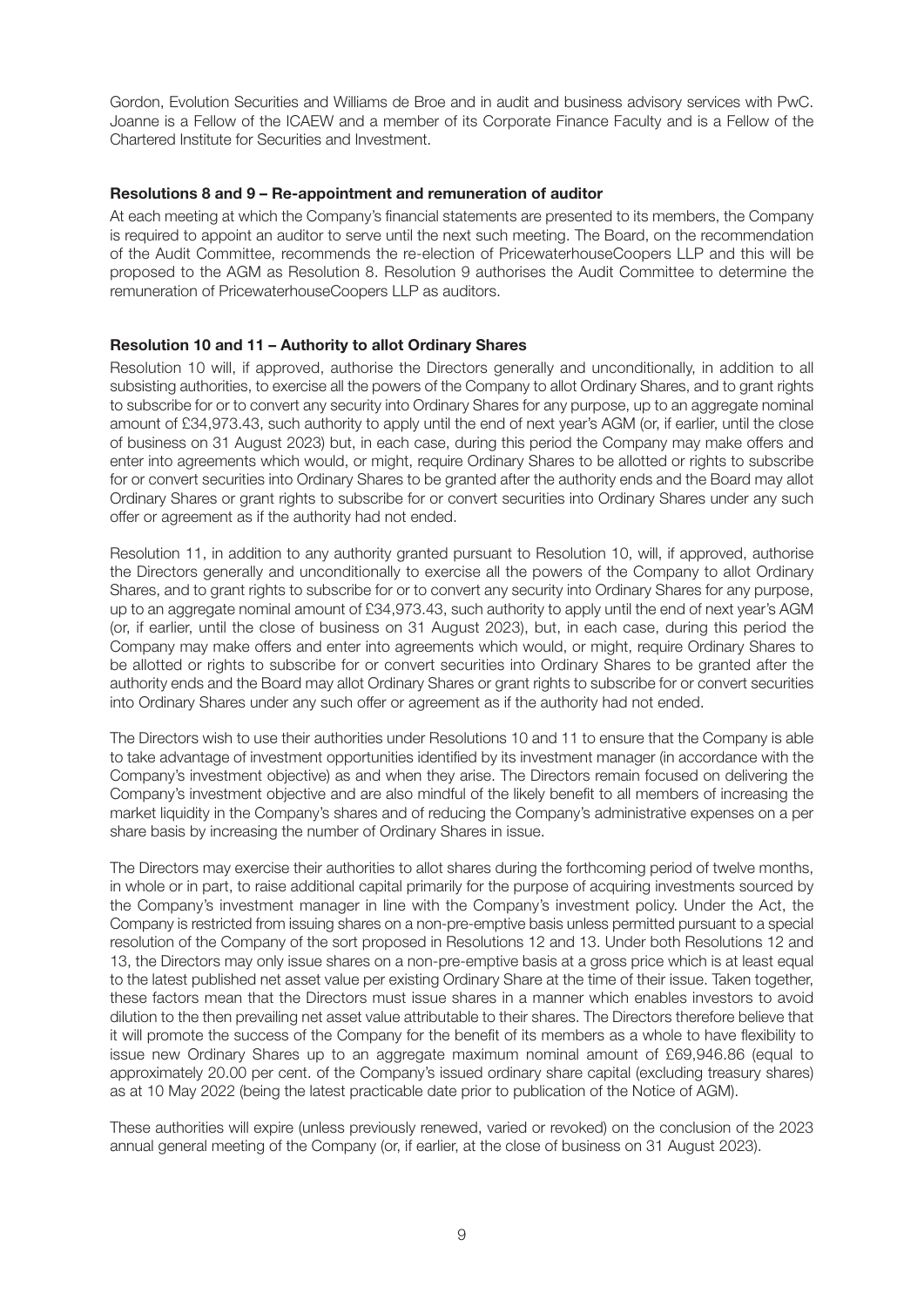Gordon, Evolution Securities and Williams de Broe and in audit and business advisory services with PwC. Joanne is a Fellow of the ICAEW and a member of its Corporate Finance Faculty and is a Fellow of the Chartered Institute for Securities and Investment.

**Resolutions 8 and 9 – Re-appointment and remuneration of auditor**

At each meeting at which the Company's financial statements are presented to its members, the Company is required to appoint an auditor to serve until the next such meeting. The Board, on the recommendation of the Audit Committee, recommends the re-election of PricewaterhouseCoopers LLP and this will be proposed to the AGM as Resolution 8. Resolution 9 authorises the Audit Committee to determine the remuneration of PricewaterhouseCoopers LLP as auditors.

**Resolution 10 and 11 – Authority to allot Ordinary Shares**

Resolution 10 will, if approved, authorise the Directors generally and unconditionally, in addition to all subsisting authorities, to exercise all the powers of the Company to allot Ordinary Shares, and to grant rights to subscribe for or to convert any security into Ordinary Shares for any purpose, up to an aggregate nominal amount of £34,973.43, such authority to apply until the end of next year's AGM (or, if earlier, until the close of business on 31 August 2023) but, in each case, during this period the Company may make offers and enter into agreements which would, or might, require Ordinary Shares to be allotted or rights to subscribe for or convert securities into Ordinary Shares to be granted after the authority ends and the Board may allot Ordinary Shares or grant rights to subscribe for or convert securities into Ordinary Shares under any such offer or agreement as if the authority had not ended.

Resolution 11, in addition to any authority granted pursuant to Resolution 10, will, if approved, authorise the Directors generally and unconditionally to exercise all the powers of the Company to allot Ordinary Shares, and to grant rights to subscribe for or to convert any security into Ordinary Shares for any purpose, up to an aggregate nominal amount of £34,973.43, such authority to apply until the end of next year's AGM (or, if earlier, until the close of business on 31 August 2023), but, in each case, during this period the Company may make offers and enter into agreements which would, or might, require Ordinary Shares to be allotted or rights to subscribe for or convert securities into Ordinary Shares to be granted after the authority ends and the Board may allot Ordinary Shares or grant rights to subscribe for or convert securities into Ordinary Shares under any such offer or agreement as if the authority had not ended.

The Directors wish to use their authorities under Resolutions 10 and 11 to ensure that the Company is able to take advantage of investment opportunities identified by its investment manager (in accordance with the Company's investment objective) as and when they arise. The Directors remain focused on delivering the Company's investment objective and are also mindful of the likely benefit to all members of increasing the market liquidity in the Company's shares and of reducing the Company's administrative expenses on a per share basis by increasing the number of Ordinary Shares in issue.

The Directors may exercise their authorities to allot shares during the forthcoming period of twelve months, in whole or in part, to raise additional capital primarily for the purpose of acquiring investments sourced by the Company's investment manager in line with the Company's investment policy. Under the Act, the Company is restricted from issuing shares on a non-pre-emptive basis unless permitted pursuant to a special resolution of the Company of the sort proposed in Resolutions 12 and 13. Under both Resolutions 12 and 13, the Directors may only issue shares on a non-pre-emptive basis at a gross price which is at least equal to the latest published net asset value per existing Ordinary Share at the time of their issue. Taken together, these factors mean that the Directors must issue shares in a manner which enables investors to avoid dilution to the then prevailing net asset value attributable to their shares. The Directors therefore believe that it will promote the success of the Company for the benefit of its members as a whole to have flexibility to issue new Ordinary Shares up to an aggregate maximum nominal amount of £69,946.86 (equal to approximately 20.00 per cent. of the Company's issued ordinary share capital (excluding treasury shares) as at 10 May 2022 (being the latest practicable date prior to publication of the Notice of AGM).

These authorities will expire (unless previously renewed, varied or revoked) on the conclusion of the 2023 annual general meeting of the Company (or, if earlier, at the close of business on 31 August 2023).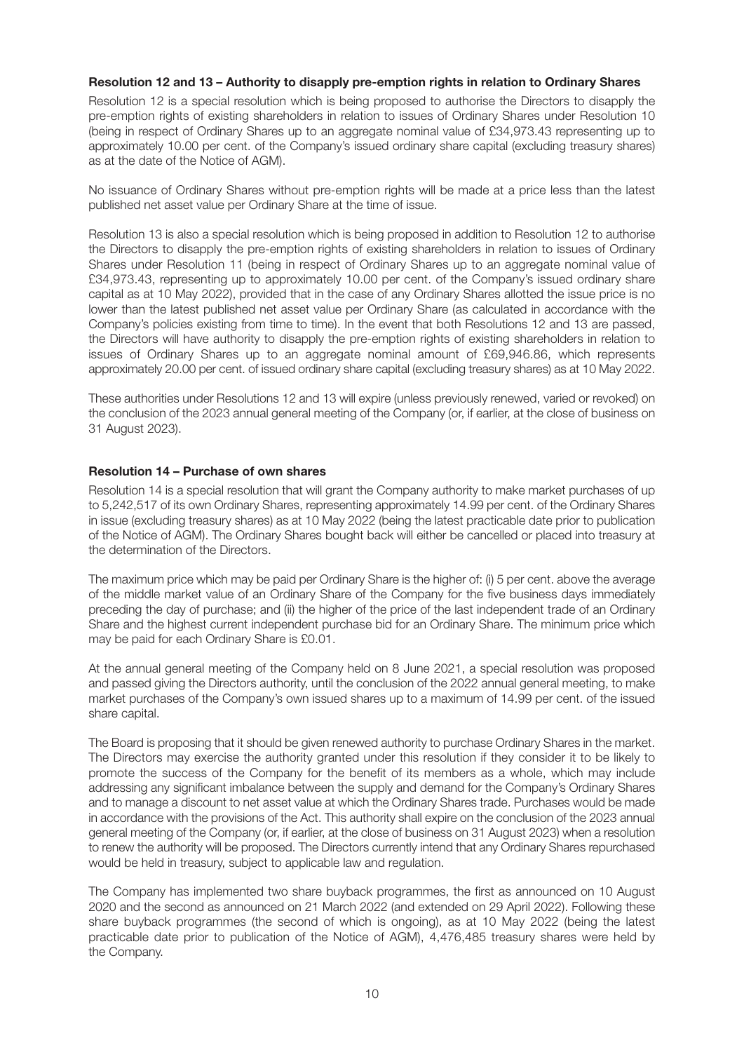### Resolution 12 and 13 – Authority to disapply pre-emption rights in relation to Ordinary Shares

Resolution 12 is a special resolution which is being proposed to authorise the Directors to disapply the pre-emption rights of existing shareholders in relation to issues of Ordinary Shares under Resolution 10 (being in respect of Ordinary Shares up to an aggregate nominal value of £34,973.43 representing up to approximately 10.00 per cent. of the Company's issued ordinary share capital (excluding treasury shares) as at the date of the Notice of AGM).

No issuance of Ordinary Shares without pre-emption rights will be made at a price less than the latest published net asset value per Ordinary Share at the time of issue.

Resolution 13 is also a special resolution which is being proposed in addition to Resolution 12 to authorise the Directors to disapply the pre-emption rights of existing shareholders in relation to issues of Ordinary Shares under Resolution 11 (being in respect of Ordinary Shares up to an aggregate nominal value of £34,973.43, representing up to approximately 10.00 per cent. of the Company's issued ordinary share capital as at 10 May 2022), provided that in the case of any Ordinary Shares allotted the issue price is no lower than the latest published net asset value per Ordinary Share (as calculated in accordance with the Company's policies existing from time to time). In the event that both Resolutions 12 and 13 are passed, the Directors will have authority to disapply the pre-emption rights of existing shareholders in relation to issues of Ordinary Shares up to an aggregate nominal amount of £69,946.86, which represents approximately 20.00 per cent. of issued ordinary share capital (excluding treasury shares) as at 10 May 2022.

These authorities under Resolutions 12 and 13 will expire (unless previously renewed, varied or revoked) on the conclusion of the 2023 annual general meeting of the Company (or, if earlier, at the close of business on 31 August 2023).

### Resolution 14 – Purchase of own shares

Resolution 14 is a special resolution that will grant the Company authority to make market purchases of up to 5,242,517 of its own Ordinary Shares, representing approximately 14.99 per cent. of the Ordinary Shares in issue (excluding treasury shares) as at 10 May 2022 (being the latest practicable date prior to publication of the Notice of AGM). The Ordinary Shares bought back will either be cancelled or placed into treasury at the determination of the Directors.

The maximum price which may be paid per Ordinary Share is the higher of: (i) 5 per cent. above the average of the middle market value of an Ordinary Share of the Company for the five business days immediately preceding the day of purchase; and (ii) the higher of the price of the last independent trade of an Ordinary Share and the highest current independent purchase bid for an Ordinary Share. The minimum price which may be paid for each Ordinary Share is £0.01.

At the annual general meeting of the Company held on 8 June 2021, a special resolution was proposed and passed giving the Directors authority, until the conclusion of the 2022 annual general meeting, to make market purchases of the Company's own issued shares up to a maximum of 14.99 per cent. of the issued share capital.

The Board is proposing that it should be given renewed authority to purchase Ordinary Shares in the market. The Directors may exercise the authority granted under this resolution if they consider it to be likely to promote the success of the Company for the benefit of its members as a whole, which may include addressing any significant imbalance between the supply and demand for the Company's Ordinary Shares and to manage a discount to net asset value at which the Ordinary Shares trade. Purchases would be made in accordance with the provisions of the Act. This authority shall expire on the conclusion of the 2023 annual general meeting of the Company (or, if earlier, at the close of business on 31 August 2023) when a resolution to renew the authority will be proposed. The Directors currently intend that any Ordinary Shares repurchased would be held in treasury, subject to applicable law and regulation.

The Company has implemented two share buyback programmes, the first as announced on 10 August 2020 and the second as announced on 21 March 2022 (and extended on 29 April 2022). Following these share buyback programmes (the second of which is ongoing), as at 10 May 2022 (being the latest practicable date prior to publication of the Notice of AGM), 4,476,485 treasury shares were held by the Company.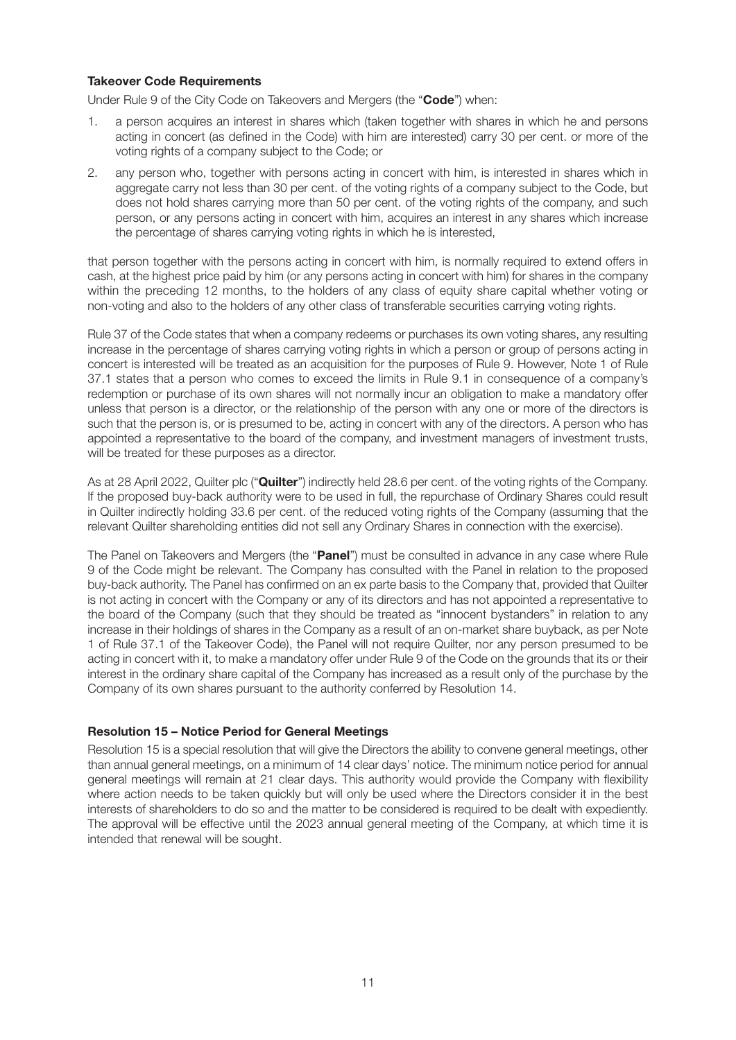### Takeover Code Requirements

Under Rule 9 of the City Code on Takeovers and Mergers (the "**Code**") when:

1. a person acquires an interest in shares which (taken together with shares in which he and persons acting in concert (as defined in the Code) with him are interested) carry 30 per cent. or more of the voting rights of a company subject to the Code; or
2. any person who, together with persons acting in concert with him, is interested in shares which in aggregate carry not less than 30 per cent. of the voting rights of a company subject to the Code, but does not hold shares carrying more than 50 per cent. of the voting rights of the company, and such person, or any persons acting in concert with him, acquires an interest in any shares which increase the percentage of shares carrying voting rights in which he is interested,

that person together with the persons acting in concert with him, is normally required to extend offers in cash, at the highest price paid by him (or any persons acting in concert with him) for shares in the company within the preceding 12 months, to the holders of any class of equity share capital whether voting or non-voting and also to the holders of any other class of transferable securities carrying voting rights.

Rule 37 of the Code states that when a company redeems or purchases its own voting shares, any resulting increase in the percentage of shares carrying voting rights in which a person or group of persons acting in concert is interested will be treated as an acquisition for the purposes of Rule 9. However, Note 1 of Rule 37.1 states that a person who comes to exceed the limits in Rule 9.1 in consequence of a company's redemption or purchase of its own shares will not normally incur an obligation to make a mandatory offer unless that person is a director, or the relationship of the person with any one or more of the directors is such that the person is, or is presumed to be, acting in concert with any of the directors. A person who has appointed a representative to the board of the company, and investment managers of investment trusts, will be treated for these purposes as a director.

As at 28 April 2022, Quilter plc ("**Quilter**") indirectly held 28.6 per cent. of the voting rights of the Company. If the proposed buy-back authority were to be used in full, the repurchase of Ordinary Shares could result in Quilter indirectly holding 33.6 per cent. of the reduced voting rights of the Company (assuming that the relevant Quilter shareholding entities did not sell any Ordinary Shares in connection with the exercise).

The Panel on Takeovers and Mergers (the "**Panel**") must be consulted in advance in any case where Rule 9 of the Code might be relevant. The Company has consulted with the Panel in relation to the proposed buy-back authority. The Panel has confirmed on an ex parte basis to the Company that, provided that Quilter is not acting in concert with the Company or any of its directors and has not appointed a representative to the board of the Company (such that they should be treated as "innocent bystanders" in relation to any increase in their holdings of shares in the Company as a result of an on-market share buyback, as per Note 1 of Rule 37.1 of the Takeover Code), the Panel will not require Quilter, nor any person presumed to be acting in concert with it, to make a mandatory offer under Rule 9 of the Code on the grounds that its or their interest in the ordinary share capital of the Company has increased as a result only of the purchase by the Company of its own shares pursuant to the authority conferred by Resolution 14.

### Resolution 15 – Notice Period for General Meetings

Resolution 15 is a special resolution that will give the Directors the ability to convene general meetings, other than annual general meetings, on a minimum of 14 clear days' notice. The minimum notice period for annual general meetings will remain at 21 clear days. This authority would provide the Company with flexibility where action needs to be taken quickly but will only be used where the Directors consider it in the best interests of shareholders to do so and the matter to be considered is required to be dealt with expediently. The approval will be effective until the 2023 annual general meeting of the Company, at which time it is intended that renewal will be sought.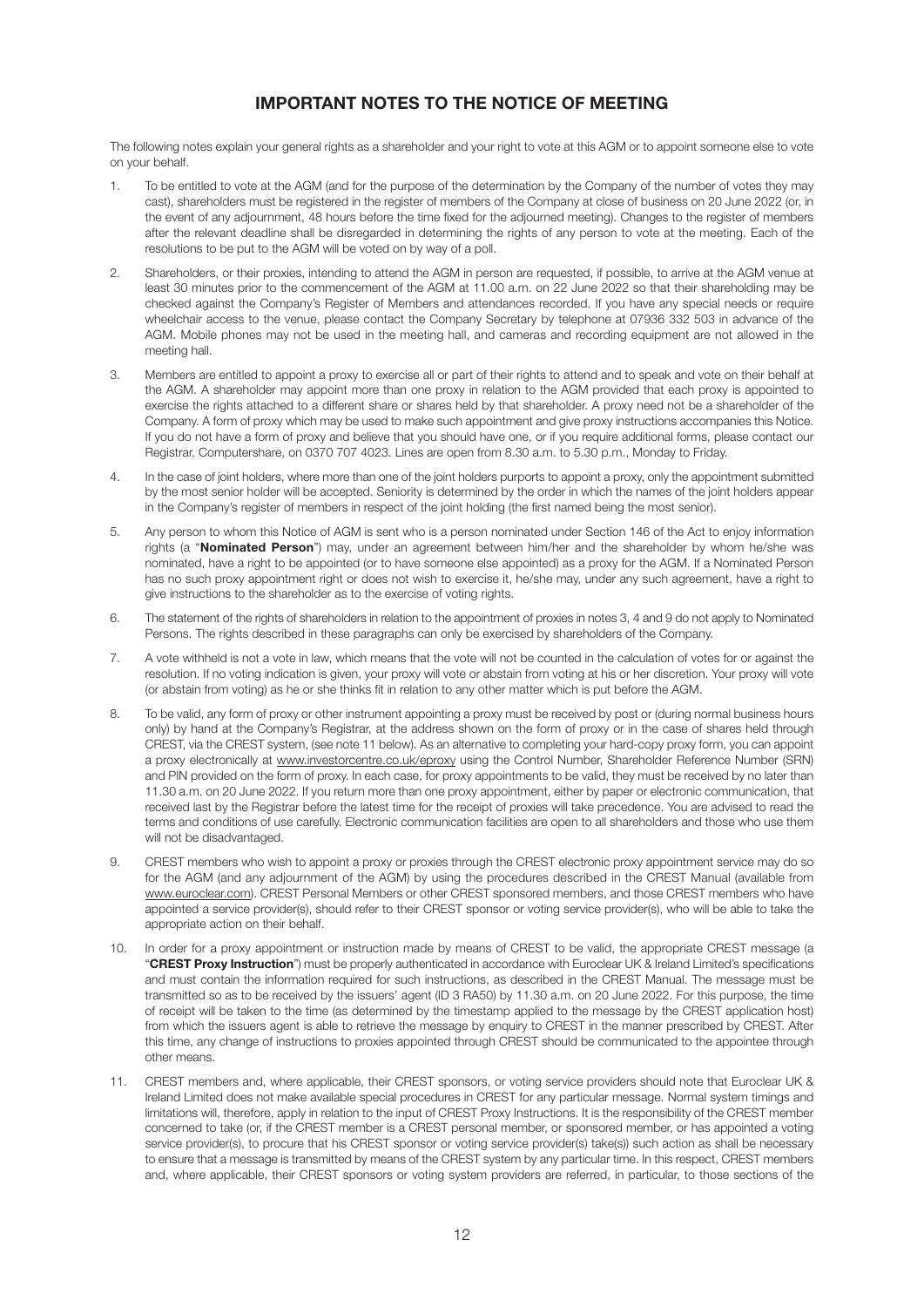# IMPORTANT NOTES TO THE NOTICE OF MEETING

The following notes explain your general rights as a shareholder and your right to vote at this AGM or to appoint someone else to vote on your behalf.

1. To be entitled to vote at the AGM (and for the purpose of the determination by the Company of the number of votes they may cast), shareholders must be registered in the register of members of the Company at close of business on 20 June 2022 (or, in the event of any adjournment, 48 hours before the time fixed for the adjourned meeting). Changes to the register of members after the relevant deadline shall be disregarded in determining the rights of any person to vote at the meeting. Each of the resolutions to be put to the AGM will be voted on by way of a poll.

2. Shareholders, or their proxies, intending to attend the AGM in person are requested, if possible, to arrive at the AGM venue at least 30 minutes prior to the commencement of the AGM at 11.00 a.m. on 22 June 2022 so that their shareholding may be checked against the Company's Register of Members and attendances recorded. If you have any special needs or require wheelchair access to the venue, please contact the Company Secretary by telephone at 07936 332 503 in advance of the AGM. Mobile phones may not be used in the meeting hall, and cameras and recording equipment are not allowed in the meeting hall.

3. Members are entitled to appoint a proxy to exercise all or part of their rights to attend and to speak and vote on their behalf at the AGM. A shareholder may appoint more than one proxy in relation to the AGM provided that each proxy is appointed to exercise the rights attached to a different share or shares held by that shareholder. A proxy need not be a shareholder of the Company. A form of proxy which may be used to make such appointment and give proxy instructions accompanies this Notice. If you do not have a form of proxy and believe that you should have one, or if you require additional forms, please contact our Registrar, Computershare, on 0370 707 4023. Lines are open from 8.30 a.m. to 5.30 p.m., Monday to Friday.

4. In the case of joint holders, where more than one of the joint holders purports to appoint a proxy, only the appointment submitted by the most senior holder will be accepted. Seniority is determined by the order in which the names of the joint holders appear in the Company's register of members in respect of the joint holding (the first named being the most senior).

5. Any person to whom this Notice of AGM is sent who is a person nominated under Section 146 of the Act to enjoy information rights (a "**Nominated Person**") may, under an agreement between him/her and the shareholder by whom he/she was nominated, have a right to be appointed (or to have someone else appointed) as a proxy for the AGM. If a Nominated Person has no such proxy appointment right or does not wish to exercise it, he/she may, under any such agreement, have a right to give instructions to the shareholder as to the exercise of voting rights.

6. The statement of the rights of shareholders in relation to the appointment of proxies in notes 3, 4 and 9 do not apply to Nominated Persons. The rights described in these paragraphs can only be exercised by shareholders of the Company.

7. A vote withheld is not a vote in law, which means that the vote will not be counted in the calculation of votes for or against the resolution. If no voting indication is given, your proxy will vote or abstain from voting at his or her discretion. Your proxy will vote (or abstain from voting) as he or she thinks fit in relation to any other matter which is put before the AGM.

8. To be valid, any form of proxy or other instrument appointing a proxy must be received by post or (during normal business hours only) by hand at the Company's Registrar, at the address shown on the form of proxy or in the case of shares held through CREST, via the CREST system, (see note 11 below). As an alternative to completing your hard-copy proxy form, you can appoint a proxy electronically at www.investorcentre.co.uk/eproxy using the Control Number, Shareholder Reference Number (SRN) and PIN provided on the form of proxy. In each case, for proxy appointments to be valid, they must be received by no later than 11.30 a.m. on 20 June 2022. If you return more than one proxy appointment, either by paper or electronic communication, that received last by the Registrar before the latest time for the receipt of proxies will take precedence. You are advised to read the terms and conditions of use carefully. Electronic communication facilities are open to all shareholders and those who use them will not be disadvantaged.

9. CREST members who wish to appoint a proxy or proxies through the CREST electronic proxy appointment service may do so for the AGM (and any adjournment of the AGM) by using the procedures described in the CREST Manual (available from www.euroclear.com). CREST Personal Members or other CREST sponsored members, and those CREST members who have appointed a service provider(s), should refer to their CREST sponsor or voting service provider(s), who will be able to take the appropriate action on their behalf.

10. In order for a proxy appointment or instruction made by means of CREST to be valid, the appropriate CREST message (a "**CREST Proxy Instruction**") must be properly authenticated in accordance with Euroclear UK & Ireland Limited's specifications and must contain the information required for such instructions, as described in the CREST Manual. The message must be transmitted so as to be received by the issuers' agent (ID 3 RA50) by 11.30 a.m. on 20 June 2022. For this purpose, the time of receipt will be taken to the time (as determined by the timestamp applied to the message by the CREST application host) from which the issuers agent is able to retrieve the message by enquiry to CREST in the manner prescribed by CREST. After this time, any change of instructions to proxies appointed through CREST should be communicated to the appointee through other means.

11. CREST members and, where applicable, their CREST sponsors, or voting service providers should note that Euroclear UK & Ireland Limited does not make available special procedures in CREST for any particular message. Normal system timings and limitations will, therefore, apply in relation to the input of CREST Proxy Instructions. It is the responsibility of the CREST member concerned to take (or, if the CREST member is a CREST personal member, or sponsored member, or has appointed a voting service provider(s), to procure that his CREST sponsor or voting service provider(s) take(s)) such action as shall be necessary to ensure that a message is transmitted by means of the CREST system by any particular time. In this respect, CREST members and, where applicable, their CREST sponsors or voting system providers are referred, in particular, to those sections of the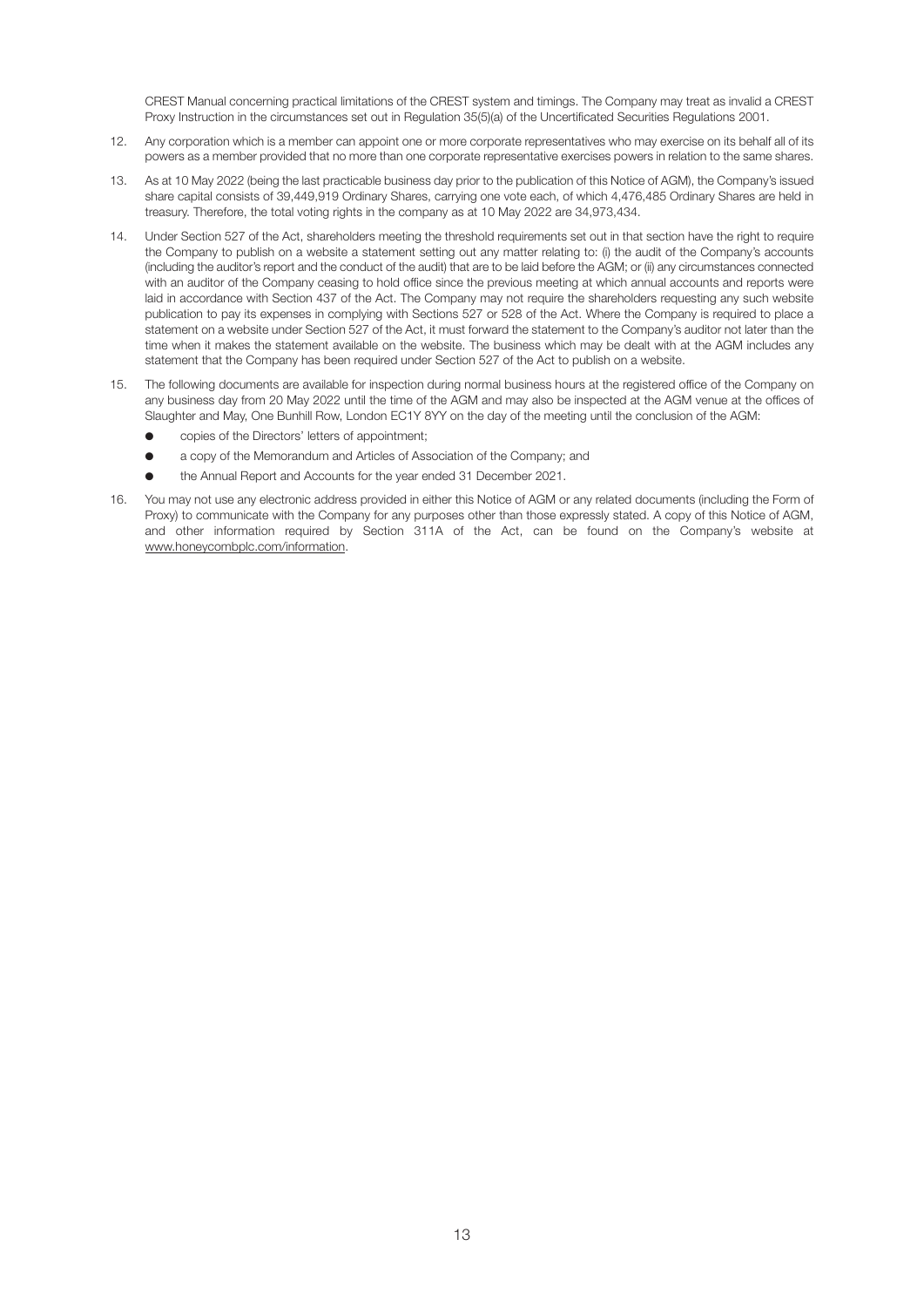CREST Manual concerning practical limitations of the CREST system and timings. The Company may treat as invalid a CREST Proxy Instruction in the circumstances set out in Regulation 35(5)(a) of the Uncertificated Securities Regulations 2001.

12. Any corporation which is a member can appoint one or more corporate representatives who may exercise on its behalf all of its powers as a member provided that no more than one corporate representative exercises powers in relation to the same shares.

13. As at 10 May 2022 (being the last practicable business day prior to the publication of this Notice of AGM), the Company's issued share capital consists of 39,449,919 Ordinary Shares, carrying one vote each, of which 4,476,485 Ordinary Shares are held in treasury. Therefore, the total voting rights in the company as at 10 May 2022 are 34,973,434.

14. Under Section 527 of the Act, shareholders meeting the threshold requirements set out in that section have the right to require the Company to publish on a website a statement setting out any matter relating to: (i) the audit of the Company's accounts (including the auditor's report and the conduct of the audit) that are to be laid before the AGM; or (ii) any circumstances connected with an auditor of the Company ceasing to hold office since the previous meeting at which annual accounts and reports were laid in accordance with Section 437 of the Act. The Company may not require the shareholders requesting any such website publication to pay its expenses in complying with Sections 527 or 528 of the Act. Where the Company is required to place a statement on a website under Section 527 of the Act, it must forward the statement to the Company's auditor not later than the time when it makes the statement available on the website. The business which may be dealt with at the AGM includes any statement that the Company has been required under Section 527 of the Act to publish on a website.

15. The following documents are available for inspection during normal business hours at the registered office of the Company on any business day from 20 May 2022 until the time of the AGM and may also be inspected at the AGM venue at the offices of Slaughter and May, One Bunhill Row, London EC1Y 8YY on the day of the meeting until the conclusion of the AGM:
    - copies of the Directors' letters of appointment;
    - a copy of the Memorandum and Articles of Association of the Company; and
    - the Annual Report and Accounts for the year ended 31 December 2021.

16. You may not use any electronic address provided in either this Notice of AGM or any related documents (including the Form of Proxy) to communicate with the Company for any purposes other than those expressly stated. A copy of this Notice of AGM, and other information required by Section 311A of the Act, can be found on the Company's website at www.honeycombplc.com/information.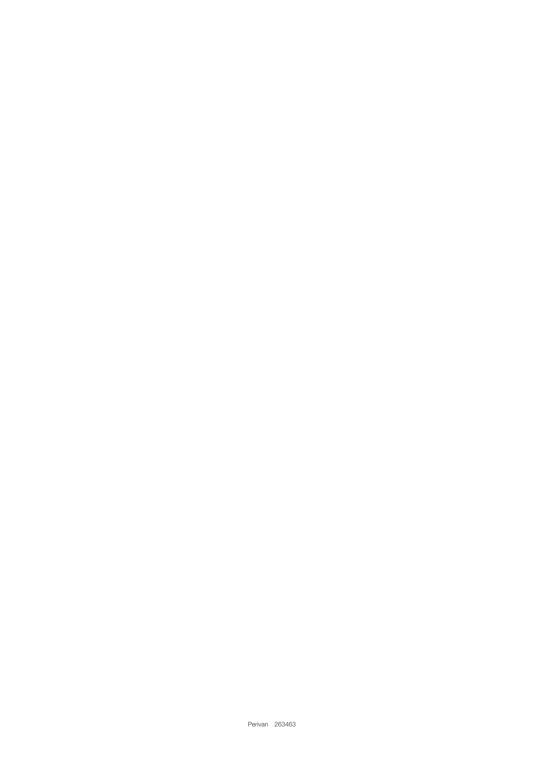Perivan 263463